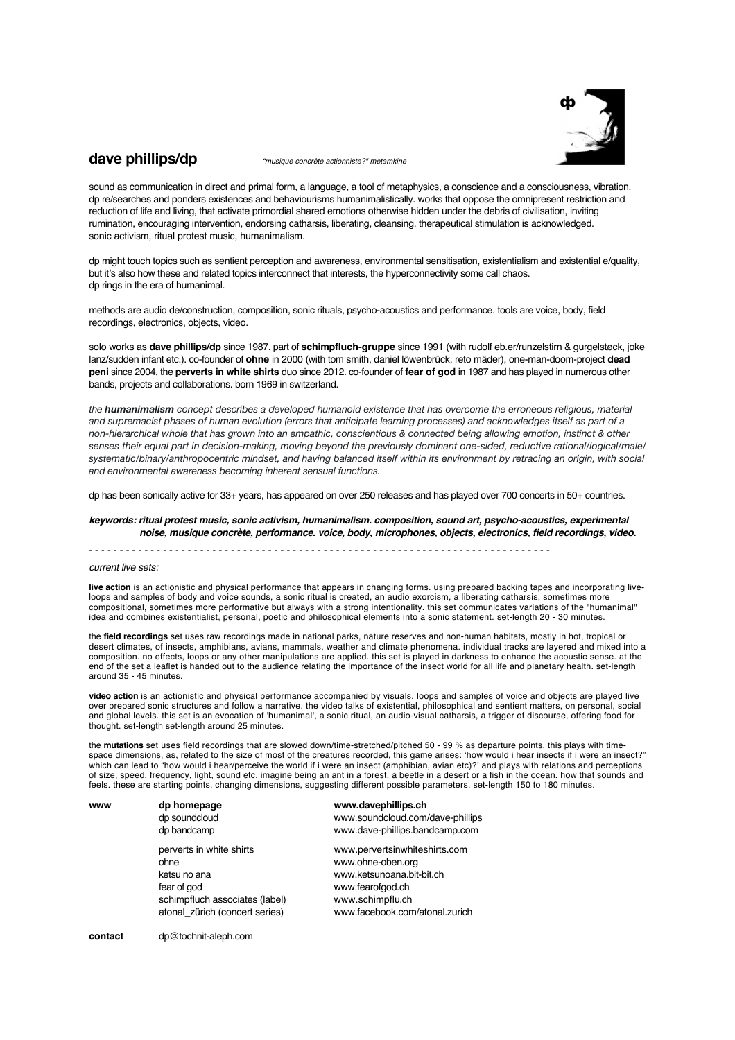# dave phillips/dp

*"musique concrète actionniste?" metamkine*

sound as communication in direct and primal form, a language, a tool of metaphysics, a conscience and a consciousness, vibration. dp re/searches and ponders existences and behaviourisms humanimalistically. works that oppose the omnipresent restriction and reduction of life and living, that activate primordial shared emotions otherwise hidden under the debris of civilisation, inviting rumination, encouraging intervention, endorsing catharsis, liberating, cleansing. therapeutical stimulation is acknowledged. sonic activism, ritual protest music, humanimalism.

dp might touch topics such as sentient perception and awareness, environmental sensitisation, existentialism and existential e/quality, but it's also how these and related topics interconnect that interests, the hyperconnectivity some call chaos. dp rings in the era of humanimal.

methods are audio de/construction, composition, sonic rituals, psycho-acoustics and performance. tools are voice, body, field recordings, electronics, objects, video.

solo works as **dave phillips/dp** since 1987. part of **schimpfluch-gruppe** since 1991 (with rudolf eb.er/runzelstirn & gurgelstøck, joke lanz/sudden infant etc.). co-founder of **ohne** in 2000 (with tom smith, daniel löwenbrück, reto mäder), one-man-doom-project **dead peni** since 2004, the **perverts in white shirts** duo since 2012. co-founder of **fear of god** in 1987 and has played in numerous other bands, projects and collaborations. born 1969 in switzerland.

*the **humanimalism** concept describes a developed humanoid existence that has overcome the erroneous religious, material and supremacist phases of human evolution (errors that anticipate learning processes) and acknowledges itself as part of a non-hierarchical whole that has grown into an empathic, conscientious & connected being allowing emotion, instinct & other senses their equal part in decision-making, moving beyond the previously dominant one-sided, reductive rational/logical/male/systematic/binary/anthropocentric mindset, and having balanced itself within its environment by retracing an origin, with social and environmental awareness becoming inherent sensual functions.*

dp has been sonically active for 33+ years, has appeared on over 250 releases and has played over 700 concerts in 50+ countries.

***keywords: ritual protest music, sonic activism, humanimalism. composition, sound art, psycho-acoustics, experimental noise, musique concrète, performance. voice, body, microphones, objects, electronics, field recordings, video.***

- - - - - - - - - - - - - - - - - - - - - - - - - - - - - - - - - - - - - - - - - - - - - - - - - - - - - - - - - - - - - - - - - - - - - - - - - - - - -

*current live sets:*

**live action** is an actionistic and physical performance that appears in changing forms. using prepared backing tapes and incorporating live-loops and samples of body and voice sounds, a sonic ritual is created, an audio exorcism, a liberating catharsis, sometimes more compositional, sometimes more performative but always with a strong intentionality. this set communicates variations of the "humanimal" idea and combines existentialist, personal, poetic and philosophical elements into a sonic statement. set-length 20 - 30 minutes.

the **field recordings** set uses raw recordings made in national parks, nature reserves and non-human habitats, mostly in hot, tropical or desert climates, of insects, amphibians, avians, mammals, weather and climate phenomena. individual tracks are layered and mixed into a composition. no effects, loops or any other manipulations are applied. this set is played in darkness to enhance the acoustic sense. at the end of the set a leaflet is handed out to the audience relating the importance of the insect world for all life and planetary health. set-length around 35 - 45 minutes.

**video action** is an actionistic and physical performance accompanied by visuals. loops and samples of voice and objects are played live over prepared sonic structures and follow a narrative. the video talks of existential, philosophical and sentient matters, on personal, social and global levels. this set is an evocation of 'humanimal', a sonic ritual, an audio-visual catharsis, a trigger of discourse, offering food for thought. set-length set-length around 25 minutes.

the **mutations** set uses field recordings that are slowed down/time-stretched/pitched 50 - 99 % as departure points. this plays with time-space dimensions, as, related to the size of most of the creatures recorded, this game arises: 'how would i hear insects if i were an insect?" which can lead to "how would i hear/perceive the world if i were an insect (amphibian, avian etc)?' and plays with relations and perceptions of size, speed, frequency, light, sound etc. imagine being an ant in a forest, a beetle in a desert or a fish in the ocean. how that sounds and feels. these are starting points, changing dimensions, suggesting different possible parameters. set-length 150 to 180 minutes.

| | | |
|---|---|---|
| **www** | dp homepage | **www.davephillips.ch** |
| | dp soundcloud | www.soundcloud.com/dave-phillips |
| | dp bandcamp | www.dave-phillips.bandcamp.com |
| | perverts in white shirts | www.pervertsinwhiteshirts.com |
| | ohne | www.ohne-oben.org |
| | ketsu no ana | www.ketsunoana.bit-bit.ch |
| | fear of god | www.fearofgod.ch |
| | schimpfluch associates (label) | www.schimpflu.ch |
| | atonal_zürich (concert series) | www.facebook.com/atonal.zurich |
| **contact** | dp@tochnit-aleph.com | |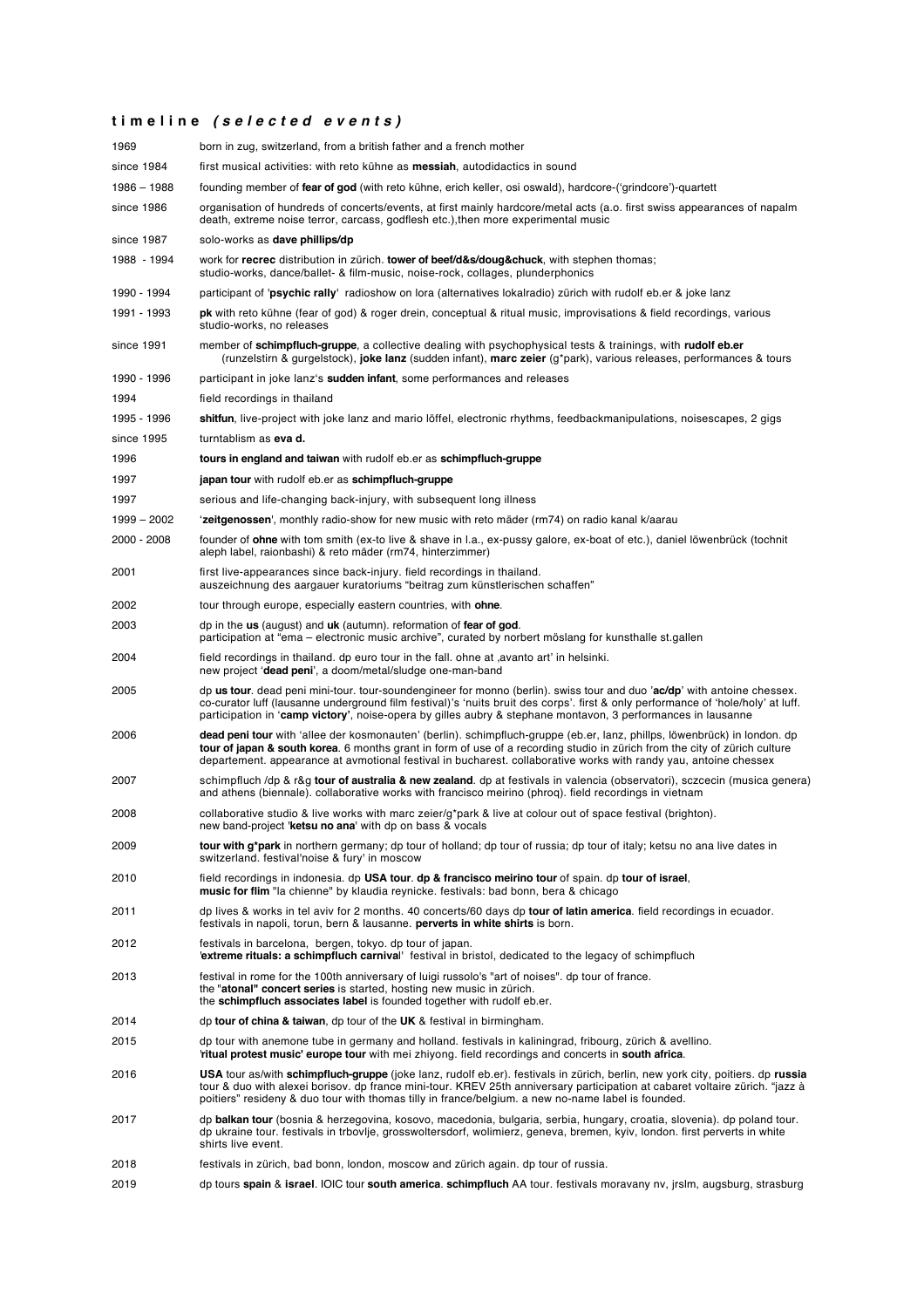## t i m e l i n e *( s e l e c t e d   e v e n t s )*

| | |
|---|---|
| 1969 | born in zug, switzerland, from a british father and a french mother |
| since 1984 | first musical activities: with reto kühne as **messiah**, autodidactics in sound |
| 1986 – 1988 | founding member of **fear of god** (with reto kühne, erich keller, osi oswald), hardcore-('grindcore')-quartett |
| since 1986 | organisation of hundreds of concerts/events, at first mainly hardcore/metal acts (a.o. first swiss appearances of napalm death, extreme noise terror, carcass, godflesh etc.),then more experimental music |
| since 1987 | solo-works as **dave phillips/dp** |
| 1988 - 1994 | work for **recrec** distribution in zürich. **tower of beef/d&s/doug&chuck**, with stephen thomas; studio-works, dance/ballet- & film-music, noise-rock, collages, plunderphonics |
| 1990 - 1994 | participant of '**psychic rally**' radioshow on lora (alternatives lokalradio) zürich with rudolf eb.er & joke lanz |
| 1991 - 1993 | **pk** with reto kühne (fear of god) & roger drein, conceptual & ritual music, improvisations & field recordings, various studio-works, no releases |
| since 1991 | member of **schimpfluch-gruppe**, a collective dealing with psychophysical tests & trainings, with **rudolf eb.er** (runzelstirn & gurgelstock), **joke lanz** (sudden infant), **marc zeier** (g*park), various releases, performances & tours |
| 1990 - 1996 | participant in joke lanz's **sudden infant**, some performances and releases |
| 1994 | field recordings in thailand |
| 1995 - 1996 | **shitfun**, live-project with joke lanz and mario löffel, electronic rhythms, feedbackmanipulations, noisescapes, 2 gigs |
| since 1995 | turntablism as **eva d.** |
| 1996 | **tours in england and taiwan** with rudolf eb.er as **schimpfluch-gruppe** |
| 1997 | **japan tour** with rudolf eb.er as **schimpfluch-gruppe** |
| 1997 | serious and life-changing back-injury, with subsequent long illness |
| 1999 – 2002 | '**zeitgenossen**', monthly radio-show for new music with reto mäder (rm74) on radio kanal k/aarau |
| 2000 - 2008 | founder of **ohne** with tom smith (ex-to live & shave in l.a., ex-pussy galore, ex-boat of etc.), daniel löwenbrück (tochnit aleph label, raionbashi) & reto mäder (rm74, hinterzimmer) |
| 2001 | first live-appearances since back-injury. field recordings in thailand. auszeichnung des aargauer kuratoriums "beitrag zum künstlerischen schaffen" |
| 2002 | tour through europe, especially eastern countries, with **ohne**. |
| 2003 | dp in the **us** (august) and **uk** (autumn). reformation of **fear of god**. participation at "ema – electronic music archive", curated by norbert möslang for kunsthalle st.gallen |
| 2004 | field recordings in thailand. dp euro tour in the fall. ohne at ‚avanto art' in helsinki. new project '**dead peni**', a doom/metal/sludge one-man-band |
| 2005 | dp **us tour**. dead peni mini-tour. tour-soundengineer for monno (berlin). swiss tour and duo '**ac/dp**' with antoine chessex. co-curator luff (lausanne underground film festival)'s 'nuits bruit des corps'. first & only performance of 'hole/holy' at luff. participation in '**camp victory**', noise-opera by gilles aubry & stephane montavon, 3 performances in lausanne |
| 2006 | **dead peni tour** with 'allee der kosmonauten' (berlin). schimpfluch-gruppe (eb.er, lanz, phillps, löwenbrück) in london. dp **tour of japan & south korea**. 6 months grant in form of use of a recording studio in zürich from the city of zürich culture departement. appearance at avmotional festival in bucharest. collaborative works with randy yau, antoine chessex |
| 2007 | schimpfluch /dp & r&g **tour of australia & new zealand**. dp at festivals in valencia (observatori), sczcecin (musica genera) and athens (biennale). collaborative works with francisco meirino (phroq). field recordings in vietnam |
| 2008 | collaborative studio & live works with marc zeier/g*park & live at colour out of space festival (brighton). new band-project '**ketsu no ana**' with dp on bass & vocals |
| 2009 | **tour with g*park** in northern germany; dp tour of holland; dp tour of russia; dp tour of italy; ketsu no ana live dates in switzerland. festival'noise & fury' in moscow |
| 2010 | field recordings in indonesia. dp **USA tour**. **dp & francisco meirino tour** of spain. dp **tour of israel**, **music for flim** "la chienne" by klaudia reynicke. festivals: bad bonn, bera & chicago |
| 2011 | dp lives & works in tel aviv for 2 months. 40 concerts/60 days dp **tour of latin america**. field recordings in ecuador. festivals in napoli, torun, bern & lausanne. **perverts in white shirts** is born. |
| 2012 | festivals in barcelona, bergen, tokyo. dp tour of japan. '**extreme rituals: a schimpfluch carnival**' festival in bristol, dedicated to the legacy of schimpfluch |
| 2013 | festival in rome for the 100th anniversary of luigi russolo's "art of noises". dp tour of france. the **"atonal" concert series** is started, hosting new music in zürich. the **schimpfluch associates label** is founded together with rudolf eb.er. |
| 2014 | dp **tour of china & taiwan**, dp tour of the **UK** & festival in birmingham. |
| 2015 | dp tour with anemone tube in germany and holland. festivals in kaliningrad, fribourg, zürich & avellino. **'ritual protest music' europe tour** with mei zhiyong. field recordings and concerts in **south africa**. |
| 2016 | **USA** tour as/with **schimpfluch-gruppe** (joke lanz, rudolf eb.er). festivals in zürich, berlin, new york city, poitiers. dp **russia** tour & duo with alexei borisov. dp france mini-tour. KREV 25th anniversary participation at cabaret voltaire zürich. "jazz à poitiers" residency & duo tour with thomas tilly in france/belgium. a new no-name label is founded. |
| 2017 | dp **balkan tour** (bosnia & herzegovina, kosovo, macedonia, bulgaria, serbia, hungary, croatia, slovenia). dp poland tour. dp ukraine tour. festivals in trbovlje, grosswoltersdorf, wolimierz, geneva, bremen, kyiv, london. first perverts in white shirts live event. |
| 2018 | festivals in zürich, bad bonn, london, moscow and zürich again. dp tour of russia. |
| 2019 | dp tours **spain** & **israel**. IOIC tour **south america**. **schimpfluch** AA tour. festivals moravany nv, jrslm, augsburg, strasburg |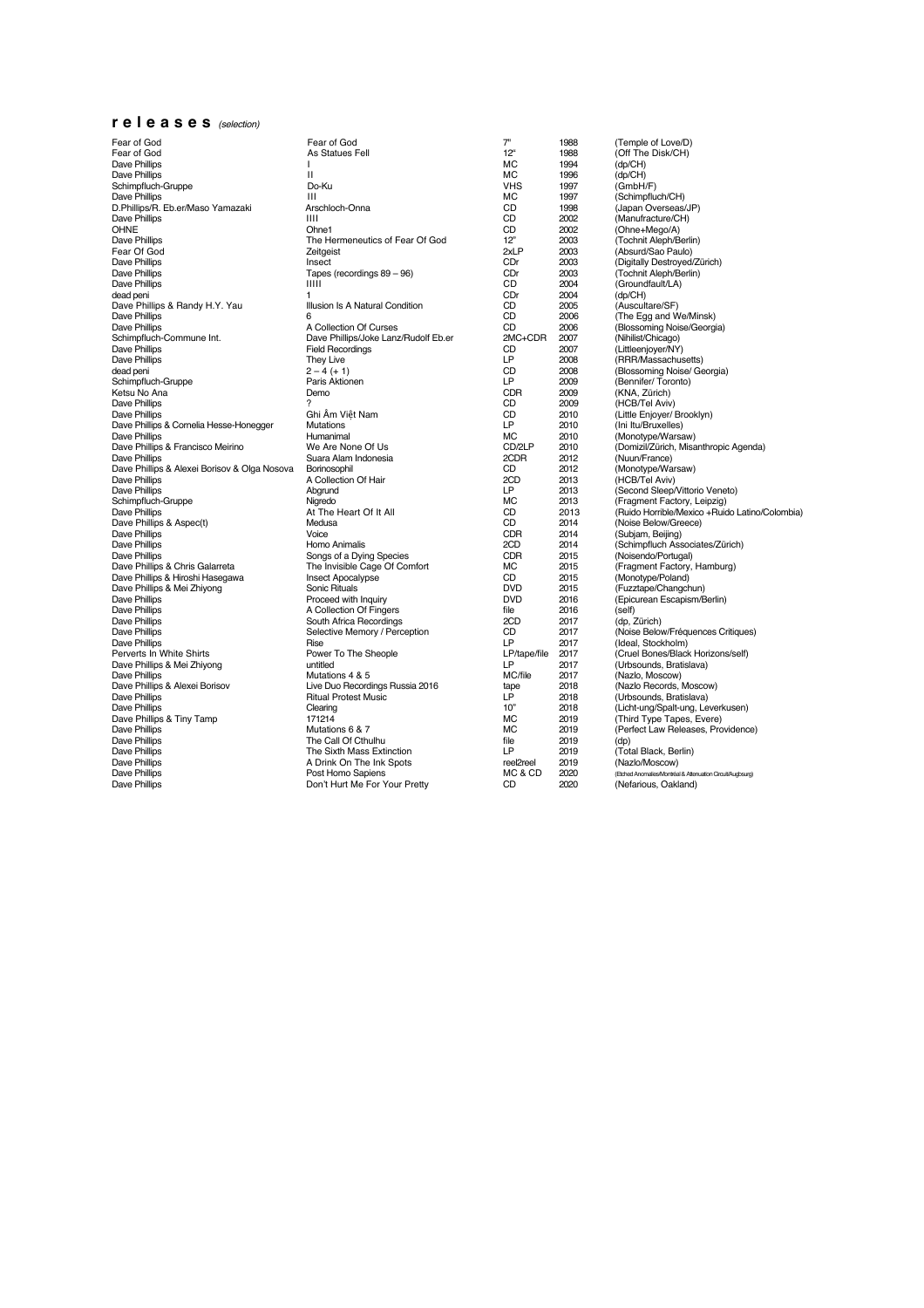## **r e l e a s e s** *(selection)*

| | | | | |
|---|---|---|---|---|
| Fear of God | Fear of God | 7" | 1988 | (Temple of Love/D) |
| Fear of God | As Statues Fell | 12" | 1988 | (Off The Disk/CH) |
| Dave Phillips | I | MC | 1994 | (dp/CH) |
| Dave Phillips | II | MC | 1996 | (dp/CH) |
| Schimpfluch-Gruppe | Do-Ku | VHS | 1997 | (GmbH/F) |
| Dave Phillips | III | MC | 1997 | (Schimpfluch/CH) |
| D.Phillips/R. Eb.er/Maso Yamazaki | Arschloch-Onna | CD | 1998 | (Japan Overseas/JP) |
| Dave Phillips | IIII | CD | 2002 | (Manufracture/CH) |
| OHNE | Ohne1 | CD | 2002 | (Ohne+Mego/A) |
| Dave Phillips | The Hermeneutics of Fear Of God | 12" | 2003 | (Tochnit Aleph/Berlin) |
| Fear Of God | Zeitgeist | 2xLP | 2003 | (Absurd/Sao Paulo) |
| Dave Phillips | Insect | CDr | 2003 | (Digitally Destroyed/Zürich) |
| Dave Phillips | Tapes (recordings 89 – 96) | CDr | 2003 | (Tochnit Aleph/Berlin) |
| Dave Phillips | IIIII | CD | 2004 | (Groundfault/LA) |
| dead peni | 1 | CDr | 2004 | (dp/CH) |
| Dave Phillips & Randy H.Y. Yau | Illusion Is A Natural Condition | CD | 2005 | (Auscultare/SF) |
| Dave Phillips | 6 | CD | 2006 | (The Egg and We/Minsk) |
| Dave Phillips | A Collection Of Curses | CD | 2006 | (Blossoming Noise/Georgia) |
| Schimpfluch-Commune Int. | Dave Phillips/Joke Lanz/Rudolf Eb.er | 2MC+CDR | 2007 | (Nihilist/Chicago) |
| Dave Phillips | Field Recordings | CD | 2007 | (Littleenjoyer/NY) |
| Dave Phillips | They Live | LP | 2008 | (RRR/Massachusetts) |
| dead peni | 2 – 4 (+ 1) | CD | 2008 | (Blossoming Noise/ Georgia) |
| Schimpfluch-Gruppe | Paris Aktionen | LP | 2009 | (Bennifer/ Toronto) |
| Ketsu No Ana | Demo | CDR | 2009 | (KNA, Zürich) |
| Dave Phillips | ? | CD | 2009 | (HCB/Tel Aviv) |
| Dave Phillips | Ghi Âm Việt Nam | CD | 2010 | (Little Enjoyer/ Brooklyn) |
| Dave Phillips & Cornelia Hesse-Honegger | Mutations | LP | 2010 | (Ini Itu/Bruxelles) |
| Dave Phillips | Humanimal | MC | 2010 | (Monotype/Warsaw) |
| Dave Phillips & Francisco Meirino | We Are None Of Us | CD/2LP | 2010 | (Domizil/Zürich, Misanthropic Agenda) |
| Dave Phillips | Suara Alam Indonesia | 2CDR | 2012 | (Nuun/France) |
| Dave Phillips & Alexei Borisov & Olga Nosova | Borinosophil | CD | 2012 | (Monotype/Warsaw) |
| Dave Phillips | A Collection Of Hair | 2CD | 2013 | (HCB/Tel Aviv) |
| Dave Phillips | Abgrund | LP | 2013 | (Second Sleep/Vittorio Veneto) |
| Schimpfluch-Gruppe | Nigredo | MC | 2013 | (Fragment Factory, Leipzig) |
| Dave Phillips | At The Heart Of It All | CD | 2013 | (Ruido Horrible/Mexico +Ruido Latino/Colombia) |
| Dave Phillips & Aspec(t) | Medusa | CD | 2014 | (Noise Below/Greece) |
| Dave Phillips | Voice | CDR | 2014 | (Subjam, Beijing) |
| Dave Phillips | Homo Animalis | 2CD | 2014 | (Schimpfluch Associates/Zürich) |
| Dave Phillips | Songs of a Dying Species | CDR | 2015 | (Noisendo/Portugal) |
| Dave Phillips & Chris Galarreta | The Invisible Cage Of Comfort | MC | 2015 | (Fragment Factory, Hamburg) |
| Dave Phillips & Hiroshi Hasegawa | Insect Apocalypse | CD | 2015 | (Monotype/Poland) |
| Dave Phillips & Mei Zhiyong | Sonic Rituals | DVD | 2015 | (Fuzztape/Changchun) |
| Dave Phillips | Proceed with Inquiry | DVD | 2016 | (Epicurean Escapism/Berlin) |
| Dave Phillips | A Collection Of Fingers | file | 2016 | (self) |
| Dave Phillips | South Africa Recordings | 2CD | 2017 | (dp, Zürich) |
| Dave Phillips | Selective Memory / Perception | CD | 2017 | (Noise Below/Fréquences Critiques) |
| Dave Phillips | Rise | LP | 2017 | (Ideal, Stockholm) |
| Perverts In White Shirts | Power To The Sheople | LP/tape/file | 2017 | (Cruel Bones/Black Horizons/self) |
| Dave Phillips & Mei Zhiyong | untitled | LP | 2017 | (Urbsounds, Bratislava) |
| Dave Phillips | Mutations 4 & 5 | MC/file | 2017 | (Nazlo, Moscow) |
| Dave Phillips & Alexei Borisov | Live Duo Recordings Russia 2016 | tape | 2018 | (Nazlo Records, Moscow) |
| Dave Phillips | Ritual Protest Music | LP | 2018 | (Urbsounds, Bratislava) |
| Dave Phillips | Clearing | 10" | 2018 | (Licht-ung/Spalt-ung, Leverkusen) |
| Dave Phillips & Tiny Tamp | 171214 | MC | 2019 | (Third Type Tapes, Evere) |
| Dave Phillips | Mutations 6 & 7 | MC | 2019 | (Perfect Law Releases, Providence) |
| Dave Phillips | The Call Of Cthulhu | file | 2019 | (dp) |
| Dave Phillips | The Sixth Mass Extinction | LP | 2019 | (Total Black, Berlin) |
| Dave Phillips | A Drink On The Ink Spots | reel2reel | 2019 | (Nazlo/Moscow) |
| Dave Phillips | Post Homo Sapiens | MC & CD | 2020 | (Etched Anomalies/Montréal & Attenuation Circuit/Augsburg) |
| Dave Phillips | Don't Hurt Me For Your Pretty | CD | 2020 | (Nefarious, Oakland) |